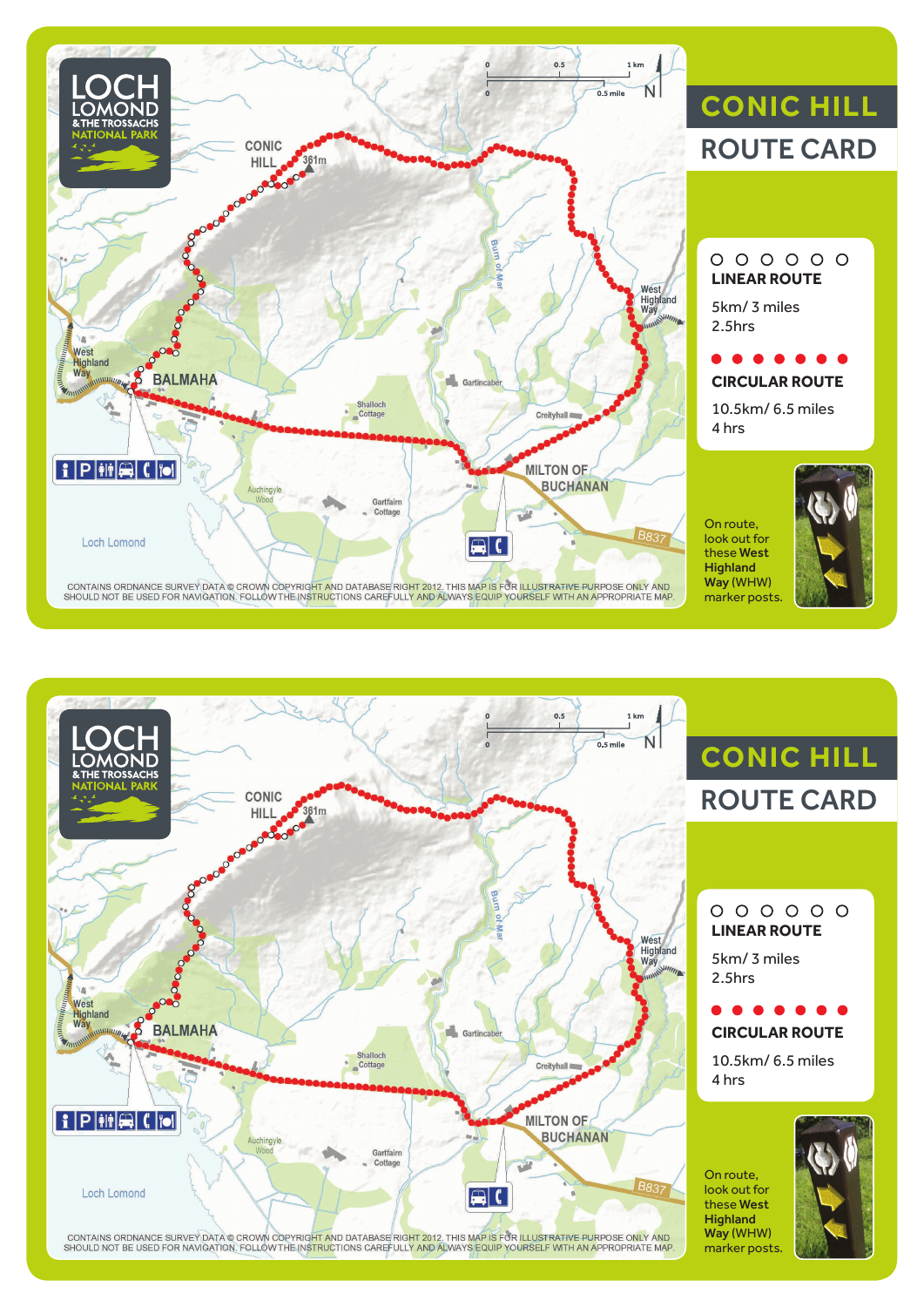# CONIC HILL

## ROUTE CARD

○ ○ ○ ○ ○ ○
**LINEAR ROUTE**

5km/ 3 miles
2.5hrs

● ● ● ● ● ● ●
**CIRCULAR ROUTE**

10.5km/ 6.5 miles
4 hrs

On route, look out for these **West Highland Way** (WHW) marker posts.

LOCH LOMOND & THE TROSSACHS NATIONAL PARK

CONIC HILL 361m

BALMAHA

MILTON OF BUCHANAN

West Highland Way

Burn of Mar

Gartincaber

Shalloch Cottage

Creityhall

Auchingyle Wood

Gartfairn Cottage

Loch Lomond

B837

CONTAINS ORDNANCE SURVEY DATA © CROWN COPYRIGHT AND DATABASE RIGHT 2012. THIS MAP IS FOR ILLUSTRATIVE PURPOSE ONLY AND SHOULD NOT BE USED FOR NAVIGATION. FOLLOW THE INSTRUCTIONS CAREFULLY AND ALWAYS EQUIP YOURSELF WITH AN APPROPRIATE MAP.

# CONIC HILL

## ROUTE CARD

○ ○ ○ ○ ○ ○
**LINEAR ROUTE**

5km/ 3 miles
2.5hrs

● ● ● ● ● ● ●
**CIRCULAR ROUTE**

10.5km/ 6.5 miles
4 hrs

On route, look out for these **West Highland Way** (WHW) marker posts.

LOCH LOMOND & THE TROSSACHS NATIONAL PARK

CONIC HILL 361m

BALMAHA

MILTON OF BUCHANAN

West Highland Way

Burn of Mar

Gartincaber

Shalloch Cottage

Creityhall

Auchingyle Wood

Gartfairn Cottage

Loch Lomond

B837

CONTAINS ORDNANCE SURVEY DATA © CROWN COPYRIGHT AND DATABASE RIGHT 2012. THIS MAP IS FOR ILLUSTRATIVE PURPOSE ONLY AND SHOULD NOT BE USED FOR NAVIGATION. FOLLOW THE INSTRUCTIONS CAREFULLY AND ALWAYS EQUIP YOURSELF WITH AN APPROPRIATE MAP.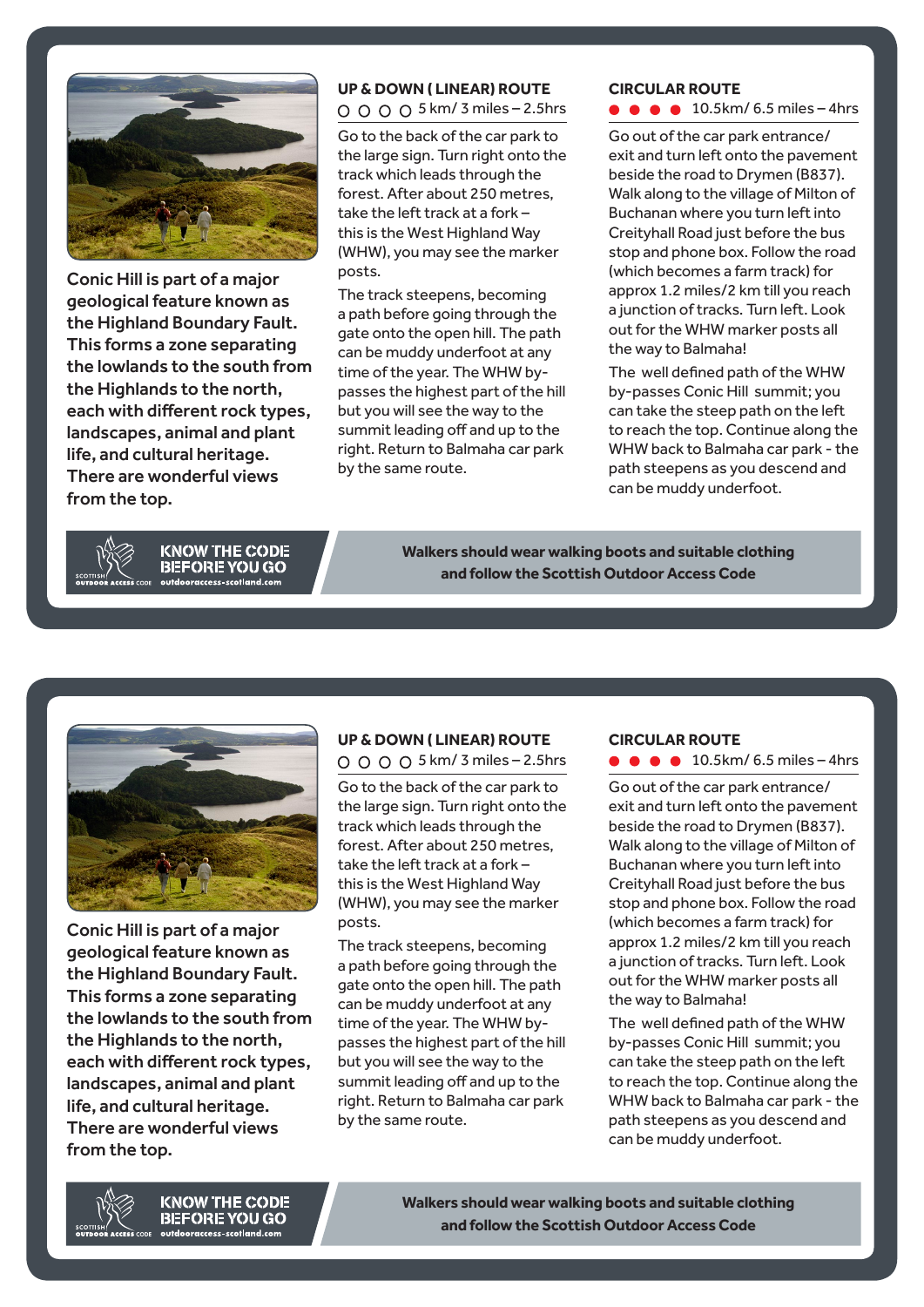Conic Hill is part of a major geological feature known as the Highland Boundary Fault. This forms a zone separating the lowlands to the south from the Highlands to the north, each with different rock types, landscapes, animal and plant life, and cultural heritage. There are wonderful views from the top.

### UP & DOWN ( LINEAR) ROUTE

○ ○ ○ ○ 5 km/ 3 miles – 2.5hrs

Go to the back of the car park to the large sign. Turn right onto the track which leads through the forest. After about 250 metres, take the left track at a fork – this is the West Highland Way (WHW), you may see the marker posts.

The track steepens, becoming a path before going through the gate onto the open hill. The path can be muddy underfoot at any time of the year. The WHW by-passes the highest part of the hill but you will see the way to the summit leading off and up to the right. Return to Balmaha car park by the same route.

### CIRCULAR ROUTE

● ● ● ● 10.5km/ 6.5 miles – 4hrs

Go out of the car park entrance/ exit and turn left onto the pavement beside the road to Drymen (B837). Walk along to the village of Milton of Buchanan where you turn left into Creityhall Road just before the bus stop and phone box. Follow the road (which becomes a farm track) for approx 1.2 miles/2 km till you reach a junction of tracks. Turn left. Look out for the WHW marker posts all the way to Balmaha!

The well defined path of the WHW by-passes Conic Hill summit; you can take the steep path on the left to reach the top. Continue along the WHW back to Balmaha car park - the path steepens as you descend and can be muddy underfoot.

SCOTTISH OUTDOOR ACCESS CODE — KNOW THE CODE BEFORE YOU GO — outdooraccess-scotland.com

**Walkers should wear walking boots and suitable clothing and follow the Scottish Outdoor Access Code**

---

Conic Hill is part of a major geological feature known as the Highland Boundary Fault. This forms a zone separating the lowlands to the south from the Highlands to the north, each with different rock types, landscapes, animal and plant life, and cultural heritage. There are wonderful views from the top.

### UP & DOWN ( LINEAR) ROUTE

○ ○ ○ ○ 5 km/ 3 miles – 2.5hrs

Go to the back of the car park to the large sign. Turn right onto the track which leads through the forest. After about 250 metres, take the left track at a fork – this is the West Highland Way (WHW), you may see the marker posts.

The track steepens, becoming a path before going through the gate onto the open hill. The path can be muddy underfoot at any time of the year. The WHW by-passes the highest part of the hill but you will see the way to the summit leading off and up to the right. Return to Balmaha car park by the same route.

### CIRCULAR ROUTE

● ● ● ● 10.5km/ 6.5 miles – 4hrs

Go out of the car park entrance/ exit and turn left onto the pavement beside the road to Drymen (B837). Walk along to the village of Milton of Buchanan where you turn left into Creityhall Road just before the bus stop and phone box. Follow the road (which becomes a farm track) for approx 1.2 miles/2 km till you reach a junction of tracks. Turn left. Look out for the WHW marker posts all the way to Balmaha!

The well defined path of the WHW by-passes Conic Hill summit; you can take the steep path on the left to reach the top. Continue along the WHW back to Balmaha car park - the path steepens as you descend and can be muddy underfoot.

SCOTTISH OUTDOOR ACCESS CODE — KNOW THE CODE BEFORE YOU GO — outdooraccess-scotland.com

**Walkers should wear walking boots and suitable clothing and follow the Scottish Outdoor Access Code**